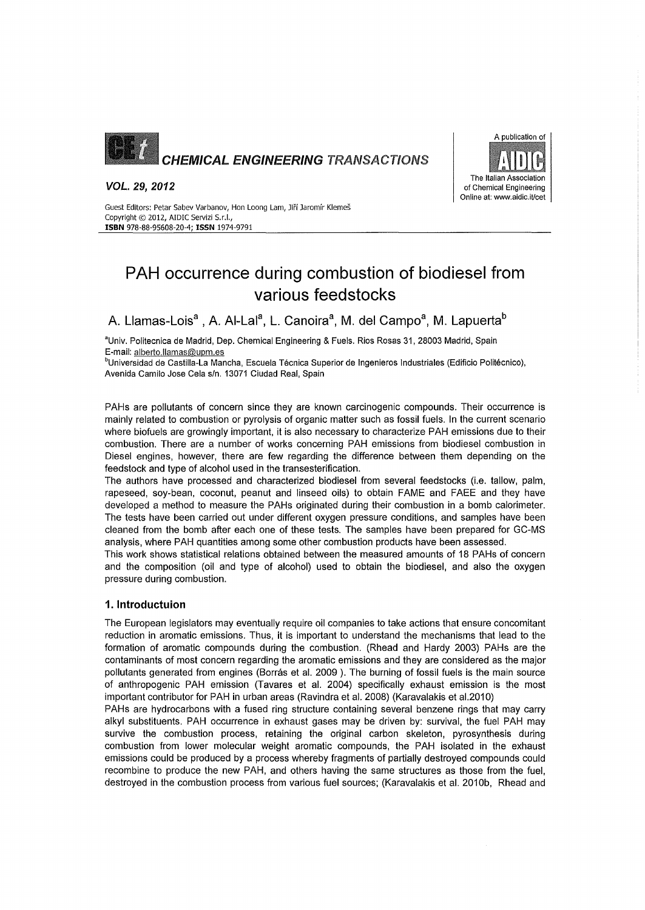# PAH occurrence during combustion of biodiesel from various feedstocks

A. Llamas-Lois[a], A. Al-Lal[a], L. Canoira[a], M. del Campo[a], M. Lapuerta[b]

[a]Univ. Politecnica de Madrid, Dep. Chemical Engineering & Fuels. Rios Rosas 31, 28003 Madrid, Spain
E-mail: alberto.llamas@upm.es

[b]Universidad de Castilla-La Mancha, Escuela Técnica Superior de Ingenieros Industriales (Edificio Politécnico), Avenida Camilo Jose Cela s/n. 13071 Ciudad Real, Spain

PAHs are pollutants of concern since they are known carcinogenic compounds. Their occurrence is mainly related to combustion or pyrolysis of organic matter such as fossil fuels. In the current scenario where biofuels are growingly important, it is also necessary to characterize PAH emissions due to their combustion. There are a number of works concerning PAH emissions from biodiesel combustion in Diesel engines, however, there are few regarding the difference between them depending on the feedstock and type of alcohol used in the transesterification.

The authors have processed and characterized biodiesel from several feedstocks (i.e. tallow, palm, rapeseed, soy-bean, coconut, peanut and linseed oils) to obtain FAME and FAEE and they have developed a method to measure the PAHs originated during their combustion in a bomb calorimeter. The tests have been carried out under different oxygen pressure conditions, and samples have been cleaned from the bomb after each one of these tests. The samples have been prepared for GC-MS analysis, where PAH quantities among some other combustion products have been assessed.

This work shows statistical relations obtained between the measured amounts of 18 PAHs of concern and the composition (oil and type of alcohol) used to obtain the biodiesel, and also the oxygen pressure during combustion.

## 1. Introductuion

The European legislators may eventually require oil companies to take actions that ensure concomitant reduction in aromatic emissions. Thus, it is important to understand the mechanisms that lead to the formation of aromatic compounds during the combustion. (Rhead and Hardy 2003) PAHs are the contaminants of most concern regarding the aromatic emissions and they are considered as the major pollutants generated from engines (Borrás et al. 2009 ). The burning of fossil fuels is the main source of anthropogenic PAH emission (Tavares et al. 2004) specifically exhaust emission is the most important contributor for PAH in urban areas (Ravindra et al. 2008) (Karavalakis et al.2010)

PAHs are hydrocarbons with a fused ring structure containing several benzene rings that may carry alkyl substituents. PAH occurrence in exhaust gases may be driven by: survival, the fuel PAH may survive the combustion process, retaining the original carbon skeleton, pyrosynthesis during combustion from lower molecular weight aromatic compounds, the PAH isolated in the exhaust emissions could be produced by a process whereby fragments of partially destroyed compounds could recombine to produce the new PAH, and others having the same structures as those from the fuel, destroyed in the combustion process from various fuel sources; (Karavalakis et al. 2010b, Rhead and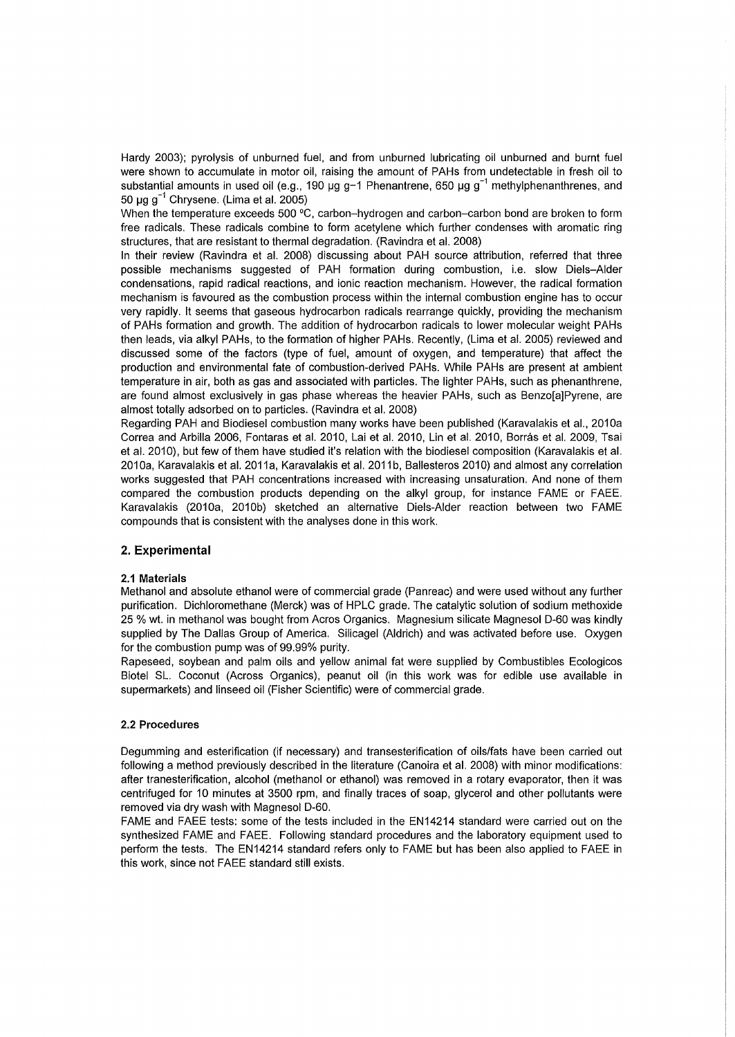Hardy 2003); pyrolysis of unburned fuel, and from unburned lubricating oil unburned and burnt fuel were shown to accumulate in motor oil, raising the amount of PAHs from undetectable in fresh oil to substantial amounts in used oil (e.g., 190 μg g−1 Phenantrene, 650 μg $g^{-1}$ methylphenanthrenes, and 50 μg $g^{-1}$ Chrysene. (Lima et al. 2005)

When the temperature exceeds 500 ºC, carbon–hydrogen and carbon–carbon bond are broken to form free radicals. These radicals combine to form acetylene which further condenses with aromatic ring structures, that are resistant to thermal degradation. (Ravindra et al. 2008)

In their review (Ravindra et al. 2008) discussing about PAH source attribution, referred that three possible mechanisms suggested of PAH formation during combustion, i.e. slow Diels–Alder condensations, rapid radical reactions, and ionic reaction mechanism. However, the radical formation mechanism is favoured as the combustion process within the internal combustion engine has to occur very rapidly. It seems that gaseous hydrocarbon radicals rearrange quickly, providing the mechanism of PAHs formation and growth. The addition of hydrocarbon radicals to lower molecular weight PAHs then leads, via alkyl PAHs, to the formation of higher PAHs. Recently, (Lima et al. 2005) reviewed and discussed some of the factors (type of fuel, amount of oxygen, and temperature) that affect the production and environmental fate of combustion-derived PAHs. While PAHs are present at ambient temperature in air, both as gas and associated with particles. The lighter PAHs, such as phenanthrene, are found almost exclusively in gas phase whereas the heavier PAHs, such as Benzo[a]Pyrene, are almost totally adsorbed on to particles. (Ravindra et al. 2008)

Regarding PAH and Biodiesel combustion many works have been published (Karavalakis et al., 2010a Correa and Arbilla 2006, Fontaras et al. 2010, Lai et al. 2010, Lin et al. 2010, Borrás et al. 2009, Tsai et al. 2010), but few of them have studied it's relation with the biodiesel composition (Karavalakis et al. 2010a, Karavalakis et al. 2011a, Karavalakis et al. 2011b, Ballesteros 2010) and almost any correlation works suggested that PAH concentrations increased with increasing unsaturation. And none of them compared the combustion products depending on the alkyl group, for instance FAME or FAEE. Karavalakis (2010a, 2010b) sketched an alternative Diels-Alder reaction between two FAME compounds that is consistent with the analyses done in this work.

## 2. Experimental

### 2.1 Materials

Methanol and absolute ethanol were of commercial grade (Panreac) and were used without any further purification. Dichloromethane (Merck) was of HPLC grade. The catalytic solution of sodium methoxide 25 % wt. in methanol was bought from Acros Organics. Magnesium silicate Magnesol D-60 was kindly supplied by The Dallas Group of America. Silicagel (Aldrich) and was activated before use. Oxygen for the combustion pump was of 99.99% purity.

Rapeseed, soybean and palm oils and yellow animal fat were supplied by Combustibles Ecologicos Biotel SL. Coconut (Across Organics), peanut oil (in this work was for edible use available in supermarkets) and linseed oil (Fisher Scientific) were of commercial grade.

### 2.2 Procedures

Degumming and esterification (if necessary) and transesterification of oils/fats have been carried out following a method previously described in the literature (Canoira et al. 2008) with minor modifications: after tranesterification, alcohol (methanol or ethanol) was removed in a rotary evaporator, then it was centrifuged for 10 minutes at 3500 rpm, and finally traces of soap, glycerol and other pollutants were removed via dry wash with Magnesol D-60.

FAME and FAEE tests: some of the tests included in the EN14214 standard were carried out on the synthesized FAME and FAEE. Following standard procedures and the laboratory equipment used to perform the tests. The EN14214 standard refers only to FAME but has been also applied to FAEE in this work, since not FAEE standard still exists.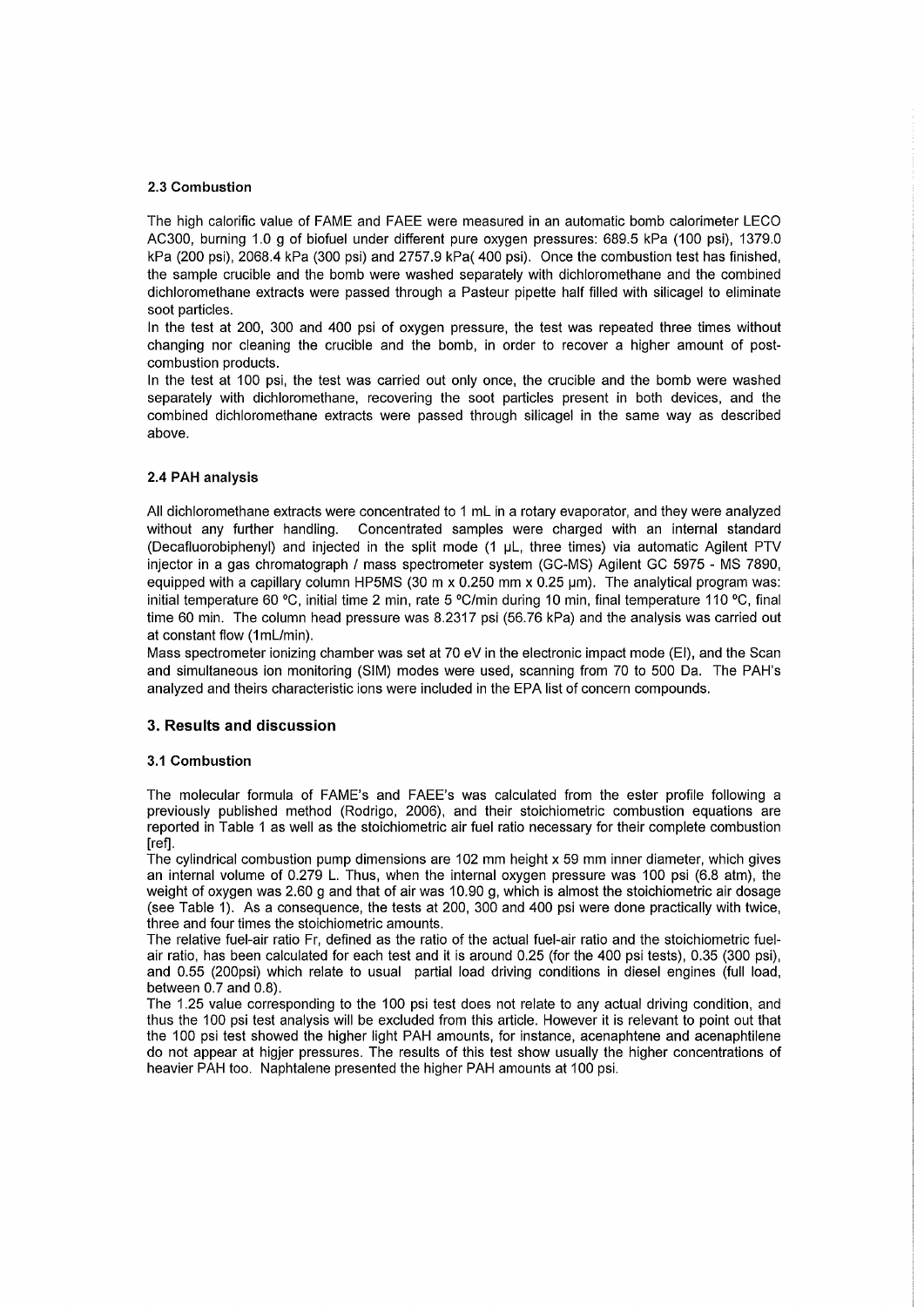### 2.3 Combustion

The high calorific value of FAME and FAEE were measured in an automatic bomb calorimeter LECO AC300, burning 1.0 g of biofuel under different pure oxygen pressures: 689.5 kPa (100 psi), 1379.0 kPa (200 psi), 2068.4 kPa (300 psi) and 2757.9 kPa( 400 psi). Once the combustion test has finished, the sample crucible and the bomb were washed separately with dichloromethane and the combined dichloromethane extracts were passed through a Pasteur pipette half filled with silicagel to eliminate soot particles.

In the test at 200, 300 and 400 psi of oxygen pressure, the test was repeated three times without changing nor cleaning the crucible and the bomb, in order to recover a higher amount of post-combustion products.

In the test at 100 psi, the test was carried out only once, the crucible and the bomb were washed separately with dichloromethane, recovering the soot particles present in both devices, and the combined dichloromethane extracts were passed through silicagel in the same way as described above.

### 2.4 PAH analysis

All dichloromethane extracts were concentrated to 1 mL in a rotary evaporator, and they were analyzed without any further handling. Concentrated samples were charged with an internal standard (Decafluorobiphenyl) and injected in the split mode (1 μL, three times) via automatic Agilent PTV injector in a gas chromatograph / mass spectrometer system (GC-MS) Agilent GC 5975 - MS 7890, equipped with a capillary column HP5MS (30 m x 0.250 mm x 0.25 μm). The analytical program was: initial temperature 60 ºC, initial time 2 min, rate 5 ºC/min during 10 min, final temperature 110 ºC, final time 60 min. The column head pressure was 8.2317 psi (56.76 kPa) and the analysis was carried out at constant flow (1mL/min).

Mass spectrometer ionizing chamber was set at 70 eV in the electronic impact mode (EI), and the Scan and simultaneous ion monitoring (SIM) modes were used, scanning from 70 to 500 Da. The PAH's analyzed and theirs characteristic ions were included in the EPA list of concern compounds.

## 3. Results and discussion

### 3.1 Combustion

The molecular formula of FAME's and FAEE's was calculated from the ester profile following a previously published method (Rodrigo, 2006), and their stoichiometric combustion equations are reported in Table 1 as well as the stoichiometric air fuel ratio necessary for their complete combustion [ref].

The cylindrical combustion pump dimensions are 102 mm height x 59 mm inner diameter, which gives an internal volume of 0.279 L. Thus, when the internal oxygen pressure was 100 psi (6.8 atm), the weight of oxygen was 2.60 g and that of air was 10.90 g, which is almost the stoichiometric air dosage (see Table 1). As a consequence, the tests at 200, 300 and 400 psi were done practically with twice, three and four times the stoichiometric amounts.

The relative fuel-air ratio Fr, defined as the ratio of the actual fuel-air ratio and the stoichiometric fuel-air ratio, has been calculated for each test and it is around 0.25 (for the 400 psi tests), 0.35 (300 psi), and 0.55 (200psi) which relate to usual partial load driving conditions in diesel engines (full load, between 0.7 and 0.8).

The 1.25 value corresponding to the 100 psi test does not relate to any actual driving condition, and thus the 100 psi test analysis will be excluded from this article. However it is relevant to point out that the 100 psi test showed the higher light PAH amounts, for instance, acenaphtene and acenaphtilene do not appear at higjer pressures. The results of this test show usually the higher concentrations of heavier PAH too. Naphtalene presented the higher PAH amounts at 100 psi.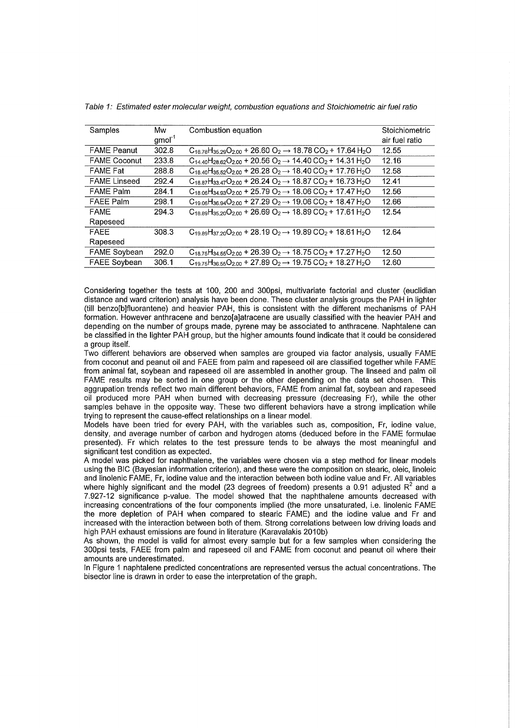*Table 1: Estimated ester molecular weight, combustion equations and Stoichiometric air fuel ratio*

| Samples | Mw $gmol^{-1}$ | Combustion equation | Stoichiometric air fuel ratio |
|---|---|---|---|
| FAME Peanut | 302.8 | $C_{18.78}H_{35.29}O_{2.00} + 26.60\ O_2 \rightarrow 18.78\ CO_2 + 17.64\ H_2O$ | 12.55 |
| FAME Coconut | 233.8 | $C_{14.40}H_{28.62}O_{2.00} + 20.56\ O_2 \rightarrow 14.40\ CO_2 + 14.31\ H_2O$ | 12.16 |
| FAME Fat | 288.8 | $C_{18.40}H_{35.52}O_{2.00} + 26.28\ O_2 \rightarrow 18.40\ CO_2 + 17.76\ H_2O$ | 12.58 |
| FAME Linseed | 292.4 | $C_{18.87}H_{33.47}O_{2.00} + 26.24\ O_2 \rightarrow 18.87\ CO_2 + 16.73\ H_2O$ | 12.41 |
| FAME Palm | 284.1 | $C_{18.06}H_{34.93}O_{2.00} + 25.79\ O_2 \rightarrow 18.06\ CO_2 + 17.47\ H_2O$ | 12.56 |
| FAEE Palm | 298.1 | $C_{19.06}H_{36.94}O_{2.00} + 27.29\ O_2 \rightarrow 19.06\ CO_2 + 18.47\ H_2O$ | 12.66 |
| FAME Rapeseed | 294.3 | $C_{18.89}H_{35.20}O_{2.00} + 26.69\ O_2 \rightarrow 18.89\ CO_2 + 17.61\ H_2O$ | 12.54 |
| FAEE Rapeseed | 308.3 | $C_{19.89}H_{37.20}O_{2.00} + 28.19\ O_2 \rightarrow 19.89\ CO_2 + 18.61\ H_2O$ | 12.64 |
| FAME Soybean | 292.0 | $C_{18.75}H_{34.55}O_{2.00} + 26.39\ O_2 \rightarrow 18.75\ CO_2 + 17.27\ H_2O$ | 12.50 |
| FAEE Soybean | 306.1 | $C_{19.75}H_{36.55}O_{2.00} + 27.89\ O_2 \rightarrow 19.75\ CO_2 + 18.27\ H_2O$ | 12.60 |

Considering together the tests at 100, 200 and 300psi, multivariate factorial and cluster (euclidian distance and ward criterion) analysis have been done. These cluster analysis groups the PAH in lighter (till benzo[b]fluorantene) and heavier PAH, this is consistent with the different mechanisms of PAH formation. However anthracene and benzo[a]atracene are usually classified with the heavier PAH and depending on the number of groups made, pyrene may be associated to anthracene. Naphtalene can be classified in the lighter PAH group, but the higher amounts found indicate that it could be considered a group itself.

Two different behaviors are observed when samples are grouped via factor analysis, usually FAME from coconut and peanut oil and FAEE from palm and rapeseed oil are classified together while FAME from animal fat, soybean and rapeseed oil are assembled in another group. The linseed and palm oil FAME results may be sorted in one group or the other depending on the data set chosen. This aggrupation trends reflect two main different behaviors, FAME from animal fat, soybean and rapeseed oil produced more PAH when burned with decreasing pressure (decreasing Fr), while the other samples behave in the opposite way. These two different behaviors have a strong implication while trying to represent the cause-effect relationships on a linear model.

Models have been tried for every PAH, with the variables such as, composition, Fr, iodine value, density, and average number of carbon and hydrogen atoms (deduced before in the FAME formulae presented). Fr which relates to the test pressure tends to be always the most meaningful and significant test condition as expected.

A model was picked for naphthalene, the variables were chosen via a step method for linear models using the BIC (Bayesian information criterion), and these were the composition on stearic, oleic, linoleic and linolenic FAME, Fr, iodine value and the interaction between both iodine value and Fr. All variables where highly significant and the model (23 degrees of freedom) presents a 0.91 adjusted $R^2$ and a 7.927-12 significance p-value. The model showed that the naphthalene amounts decreased with increasing concentrations of the four components implied (the more unsaturated, i.e. linolenic FAME the more depletion of PAH when compared to stearic FAME) and the iodine value and Fr and increased with the interaction between both of them. Strong correlations between low driving loads and high PAH exhaust emissions are found in literature (Karavalakis 2010b)

As shown, the model is valid for almost every sample but for a few samples when considering the 300psi tests, FAEE from palm and rapeseed oil and FAME from coconut and peanut oil where their amounts are underestimated.

In Figure 1 naphtalene predicted concentrations are represented versus the actual concentrations. The bisector line is drawn in order to ease the interpretation of the graph.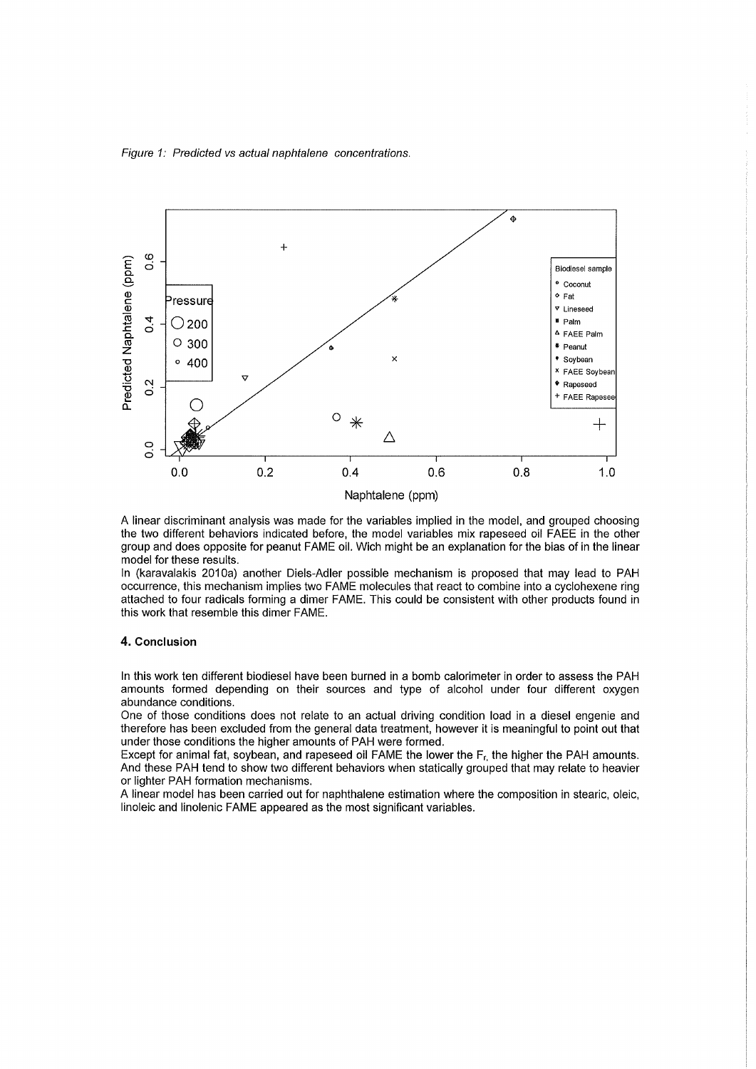*Figure 1: Predicted vs actual naphtalene concentrations.*

A linear discriminant analysis was made for the variables implied in the model, and grouped choosing the two different behaviors indicated before, the model variables mix rapeseed oil FAEE in the other group and does opposite for peanut FAME oil. Wich might be an explanation for the bias of in the linear model for these results.

In (karavalakis 2010a) another Diels-Adler possible mechanism is proposed that may lead to PAH occurrence, this mechanism implies two FAME molecules that react to combine into a cyclohexene ring attached to four radicals forming a dimer FAME. This could be consistent with other products found in this work that resemble this dimer FAME.

## 4. Conclusion

In this work ten different biodiesel have been burned in a bomb calorimeter in order to assess the PAH amounts formed depending on their sources and type of alcohol under four different oxygen abundance conditions.

One of those conditions does not relate to an actual driving condition load in a diesel engenie and therefore has been excluded from the general data treatment, however it is meaningful to point out that under those conditions the higher amounts of PAH were formed.

Except for animal fat, soybean, and rapeseed oil FAME the lower the $F_r$, the higher the PAH amounts. And these PAH tend to show two different behaviors when statically grouped that may relate to heavier or lighter PAH formation mechanisms.

A linear model has been carried out for naphthalene estimation where the composition in stearic, oleic, linoleic and linolenic FAME appeared as the most significant variables.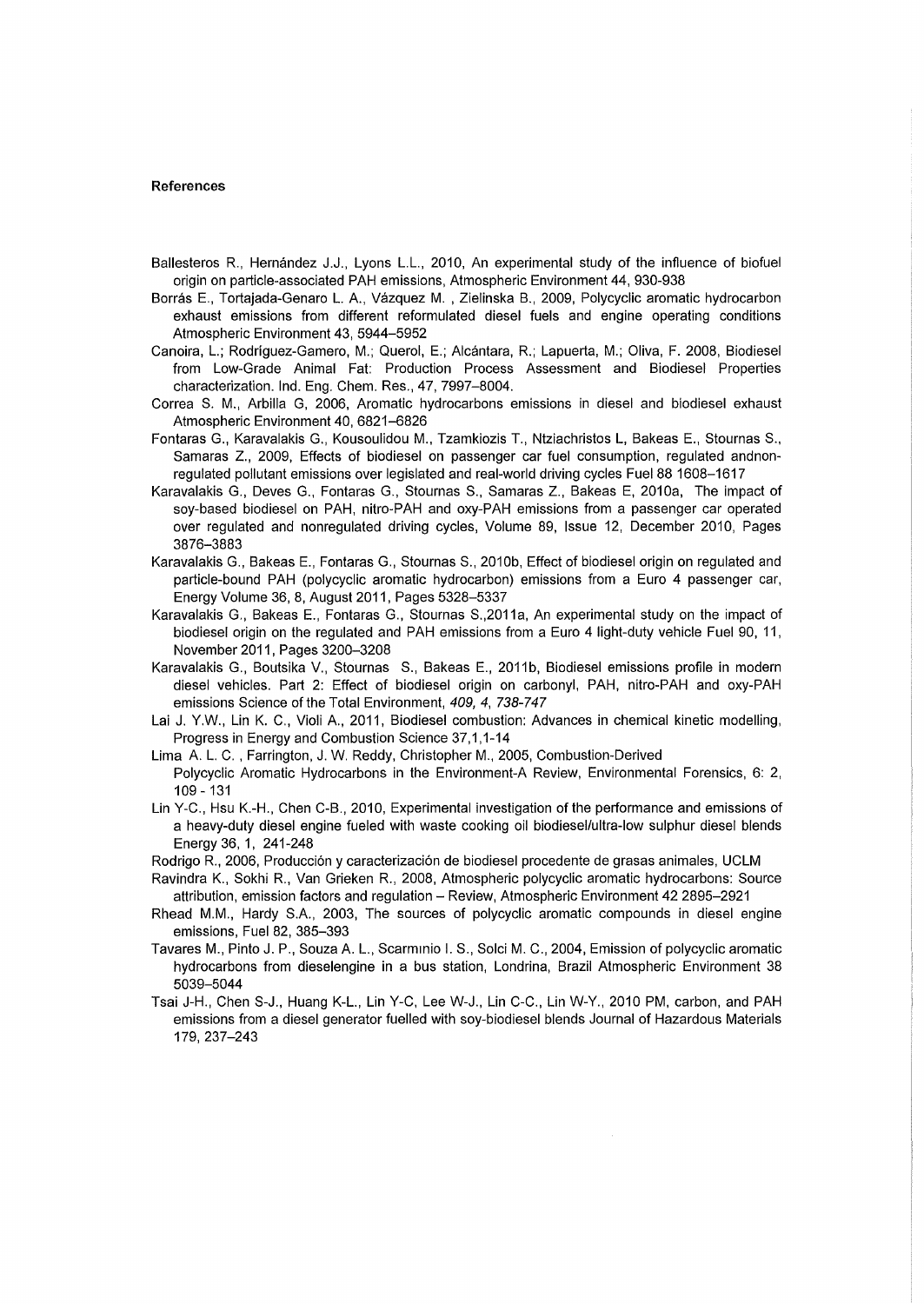### References

Ballesteros R., Hernández J.J., Lyons L.L., 2010, An experimental study of the influence of biofuel origin on particle-associated PAH emissions, Atmospheric Environment 44, 930-938

Borrás E., Tortajada-Genaro L. A., Vázquez M. , Zielinska B., 2009, Polycyclic aromatic hydrocarbon exhaust emissions from different reformulated diesel fuels and engine operating conditions Atmospheric Environment 43, 5944–5952

Canoira, L.; Rodríguez-Gamero, M.; Querol, E.; Alcántara, R.; Lapuerta, M.; Oliva, F. 2008, Biodiesel from Low-Grade Animal Fat: Production Process Assessment and Biodiesel Properties characterization. Ind. Eng. Chem. Res., 47, 7997–8004.

Correa S. M., Arbilla G, 2006, Aromatic hydrocarbons emissions in diesel and biodiesel exhaust Atmospheric Environment 40, 6821–6826

Fontaras G., Karavalakis G., Kousoulidou M., Tzamkiozis T., Ntziachristos L, Bakeas E., Stournas S., Samaras Z., 2009, Effects of biodiesel on passenger car fuel consumption, regulated andnon-regulated pollutant emissions over legislated and real-world driving cycles Fuel 88 1608–1617

Karavalakis G., Deves G., Fontaras G., Stournas S., Samaras Z., Bakeas E, 2010a, The impact of soy-based biodiesel on PAH, nitro-PAH and oxy-PAH emissions from a passenger car operated over regulated and nonregulated driving cycles, Volume 89, Issue 12, December 2010, Pages 3876–3883

Karavalakis G., Bakeas E., Fontaras G., Stournas S., 2010b, Effect of biodiesel origin on regulated and particle-bound PAH (polycyclic aromatic hydrocarbon) emissions from a Euro 4 passenger car, Energy Volume 36, 8, August 2011, Pages 5328–5337

Karavalakis G., Bakeas E., Fontaras G., Stournas S.,2011a, An experimental study on the impact of biodiesel origin on the regulated and PAH emissions from a Euro 4 light-duty vehicle Fuel 90, 11, November 2011, Pages 3200–3208

Karavalakis G., Boutsika V., Stournas S., Bakeas E., 2011b, Biodiesel emissions profile in modern diesel vehicles. Part 2: Effect of biodiesel origin on carbonyl, PAH, nitro-PAH and oxy-PAH emissions Science of the Total Environment, *409, 4, 738-747*

Lai J. Y.W., Lin K. C., Violi A., 2011, Biodiesel combustion: Advances in chemical kinetic modelling, Progress in Energy and Combustion Science 37,1,1-14

Lima A. L. C. , Farrington, J. W. Reddy, Christopher M., 2005, Combustion-Derived Polycyclic Aromatic Hydrocarbons in the Environment-A Review, Environmental Forensics, 6: 2, 109 - 131

Lin Y-C., Hsu K.-H., Chen C-B., 2010, Experimental investigation of the performance and emissions of a heavy-duty diesel engine fueled with waste cooking oil biodiesel/ultra-low sulphur diesel blends Energy 36, 1, 241-248

Rodrigo R., 2006, Producción y caracterización de biodiesel procedente de grasas animales, UCLM

Ravindra K., Sokhi R., Van Grieken R., 2008, Atmospheric polycyclic aromatic hydrocarbons: Source attribution, emission factors and regulation – Review, Atmospheric Environment 42 2895–2921

Rhead M.M., Hardy S.A., 2003, The sources of polycyclic aromatic compounds in diesel engine emissions, Fuel 82, 385–393

Tavares M., Pinto J. P., Souza A. L., Scarmınio I. S., Solci M. C., 2004, Emission of polycyclic aromatic hydrocarbons from dieselengine in a bus station, Londrina, Brazil Atmospheric Environment 38 5039–5044

Tsai J-H., Chen S-J., Huang K-L., Lin Y-C, Lee W-J., Lin C-C., Lin W-Y., 2010 PM, carbon, and PAH emissions from a diesel generator fuelled with soy-biodiesel blends Journal of Hazardous Materials 179, 237–243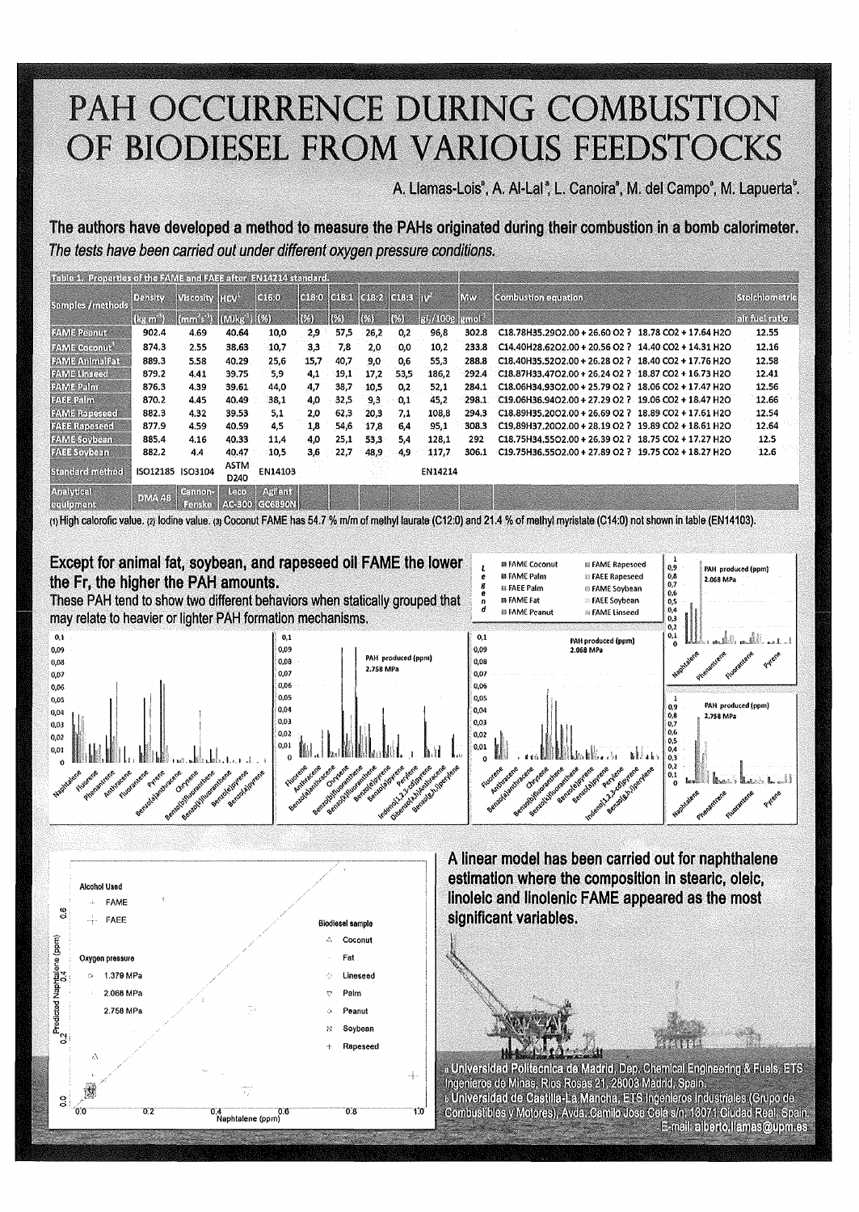# PAH OCCURRENCE DURING COMBUSTION OF BIODIESEL FROM VARIOUS FEEDSTOCKS

A. Llamas-Lois[a], A. Al-Lal[a], L. Canoira[a], M. del Campo[a], M. Lapuerta[b].

**The authors have developed a method to measure the PAHs originated during their combustion in a bomb calorimeter.**

***The tests have been carried out under different oxygen pressure conditions.***

Table 1. Properties of the FAME and FAEE after EN14214 standard.

| Samples / methods | Density | Viscosity | HCV[1] | C16:0 | C18:0 | C18:1 | C18:2 | C18:3 | IV[2] | Mw | Combustion equation | Stoichiometric |
|---|---|---|---|---|---|---|---|---|---|---|---|---|
| | (kg m$^{-3}$) | (mm$^2$s$^{-1}$) | (MJkg$^{-1}$) | (%) | (%) | (%) | (%) | (%) | g$I_2$/100g | gmol$^{-1}$ | | air fuel ratio |
| FAME Peanut | 902.4 | 4.69 | 40.64 | 10,0 | 2,9 | 57,5 | 26,2 | 0,2 | 96,8 | 302.8 | $C_{18.78}H_{35.29}O_{2.00}$ + 26.60 $O_2$ ? 18.78 $CO_2$ + 17.64 $H_2O$ | 12.55 |
| FAME Coconut[3] | 874.3 | 2.55 | 38.63 | 10,7 | 3,3 | 7,8 | 2,0 | 0,0 | 10,2 | 233.8 | $C_{14.40}H_{28.62}O_{2.00}$ + 20.56 $O_2$ ? 14.40 $CO_2$ + 14.31 $H_2O$ | 12.16 |
| FAME AnimalFat | 889.3 | 5.58 | 40.29 | 25,6 | 15,7 | 40,7 | 9,0 | 0,6 | 55,3 | 288.8 | $C_{18.40}H_{35.52}O_{2.00}$ + 26.28 $O_2$ ? 18.40 $CO_2$ + 17.76 $H_2O$ | 12.58 |
| FAME Linseed | 879.2 | 4.41 | 39.75 | 5,9 | 4,1 | 19,1 | 17,2 | 53,5 | 186,2 | 292.4 | $C_{18.87}H_{33.47}O_{2.00}$ + 26.24 $O_2$ ? 18.87 $CO_2$ + 16.73 $H_2O$ | 12.41 |
| FAME Palm | 876.3 | 4.39 | 39.61 | 44,0 | 4,7 | 38,7 | 10,5 | 0,2 | 52,1 | 284.1 | $C_{18.06}H_{34.93}O_{2.00}$ + 25.79 $O_2$ ? 18.06 $CO_2$ + 17.47 $H_2O$ | 12.56 |
| FAEE Palm | 870.2 | 4.45 | 40.49 | 38,1 | 4,0 | 32,5 | 9,3 | 0,1 | 45,2 | 298.1 | $C_{19.06}H_{36.94}O_{2.00}$ + 27.29 $O_2$ ? 19.06 $CO_2$ + 18.47 $H_2O$ | 12.66 |
| FAME Rapeseed | 882.3 | 4.32 | 39.53 | 5,1 | 2,0 | 62,3 | 20,3 | 7,1 | 108,8 | 294.3 | $C_{18.89}H_{35.20}O_{2.00}$ + 26.69 $O_2$ ? 18.89 $CO_2$ + 17.61 $H_2O$ | 12.54 |
| FAEE Rapeseed | 877.9 | 4.59 | 40.59 | 4,5 | 1,8 | 54,6 | 17,8 | 6,4 | 95,1 | 308.3 | $C_{19.89}H_{37.20}O_{2.00}$ + 28.19 $O_2$ ? 19.89 $CO_2$ + 18.61 $H_2O$ | 12.64 |
| FAME Soybean | 885.4 | 4.16 | 40.33 | 11,4 | 4,0 | 25,1 | 53,3 | 5,4 | 128,1 | 292 | $C_{18.75}H_{34.55}O_{2.00}$ + 26.39 $O_2$ ? 18.75 $CO_2$ + 17.27 $H_2O$ | 12.5 |
| FAEE Soybean | 882.2 | 4.4 | 40.47 | 10,5 | 3,6 | 22,7 | 48,9 | 4,9 | 117,7 | 306.1 | $C_{19.75}H_{36.55}O_{2.00}$ + 27.89 $O_2$ ? 19.75 $CO_2$ + 18.27 $H_2O$ | 12.6 |
| Standard method | ISO12185 | ISO3104 | ASTM D240 | EN14103 | | | | | EN14214 | | | |
| Analytical equipment | DMA 48 | Cannon-Fenske | Leco AC-300 | Agilent GC6890N | | | | | | | | |

(1) High calorofic value. (2) Iodine value. (3) Coconut FAME has 54.7 % m/m of methyl laurate (C12:0) and 21.4 % of methyl myristate (C14:0) not shown in table (EN14103).

**Except for animal fat, soybean, and rapeseed oil FAME the lower the Fr, the higher the PAH amounts.**

These PAH tend to show two different behaviors when statically grouped that may relate to heavier or lighter PAH formation mechanisms.

Legend: FAME Coconut, FAME Palm, FAEE Palm, FAME Fat, FAME Peanut, FAME Rapeseed, FAEE Rapeseed, FAME Soybean, FAEE Soybean, FAME Linseed

PAH produced (ppm) 2.068 MPa

PAH produced (ppm) 2.758 MPa

PAH produced (ppm) 2.068 MPa

PAH produced (ppm) 2.758 MPa

Naphtalene, Fluorene, Phenantrene, Anthracene, Fluorantene, Pyrene, Benzo(a)anthracene, Chrysene, Benzo(b)fluoranthene, Benzo(k)fluoranthene, Benzo(e)pyrene, Benzo(a)pyrene, Perylene, Indeno(1,2,3-cd)pyrene, Dibenzo(a,h)anthracene, Benzo(g,h,i)perylene

Alcohol Used: FAME, FAEE

Oxygen pressure: 1.379 MPa, 2.068 MPa, 2.758 MPa

Biodiesel sample: Coconut, Fat, Lineseed, Palm, Peanut, Soybean, Rapeseed

Predicted Naphtalene (ppm)

Naphtalene (ppm)

**A linear model has been carried out for naphthalene estimation where the composition in stearic, oleic, linoleic and linolenic FAME appeared as the most significant variables.**

[a] Universidad Politécnica de Madrid, Dep. Chemical Engineering & Fuels, ETS Ingenieros de Minas, Ríos Rosas 21, 28003 Madrid, Spain.

[b] Universidad de Castilla-La Mancha, ETS Ingenieros Industriales (Grupo de Combustibles y Motores), Avda. Camilo José Cela s/n, 13071 Ciudad Real, Spain.

E-mail: alberto.llamas@upm.es